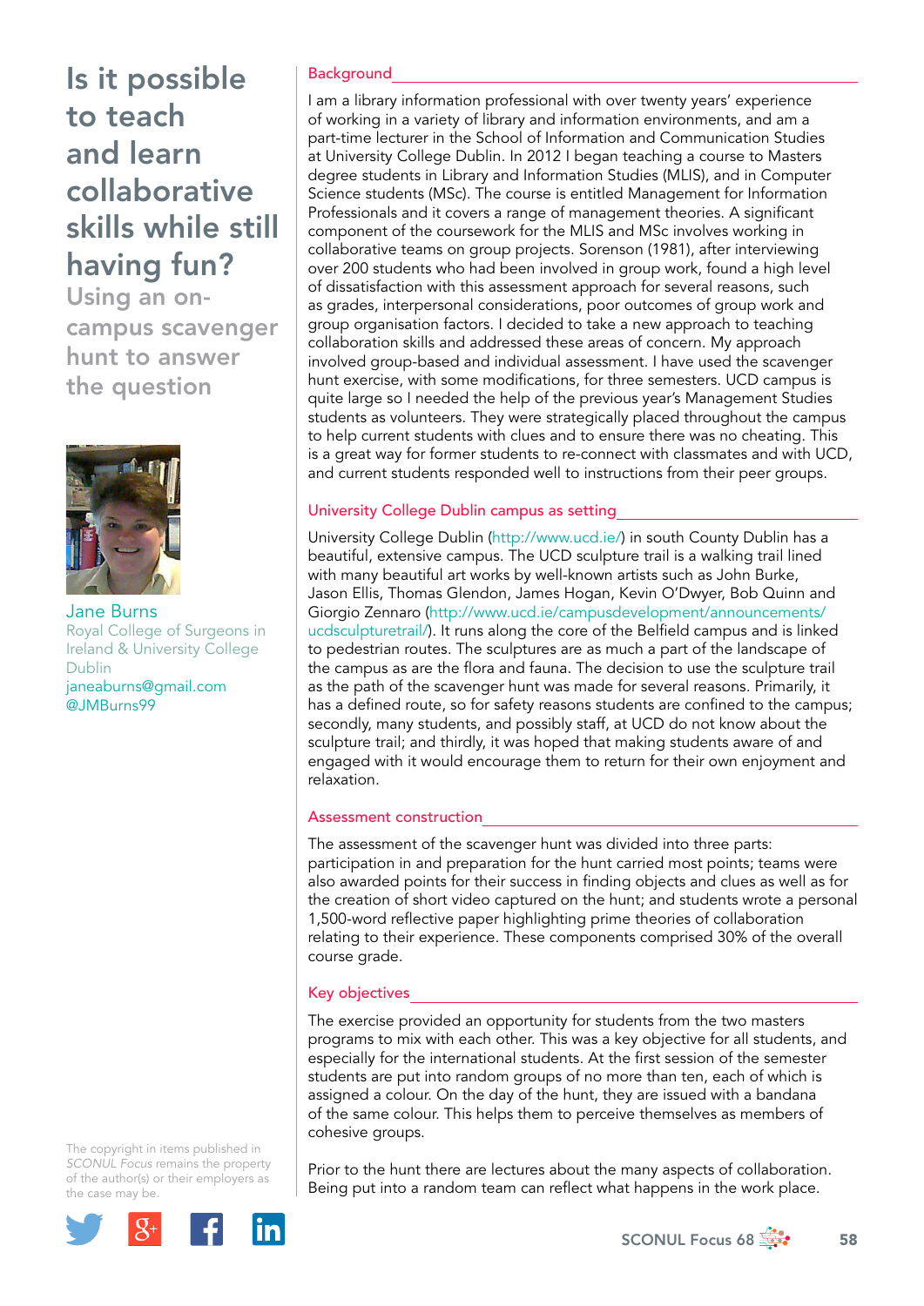# Is it possible to teach and learn collaborative skills while still having fun?

## Using an on-campus scavenger hunt to answer the question

Jane Burns
Royal College of Surgeons in Ireland & University College Dublin
janeaburns@gmail.com
@JMBurns99

The copyright in items published in *SCONUL Focus* remains the property of the author(s) or their employers as the case may be.

### Background

I am a library information professional with over twenty years' experience of working in a variety of library and information environments, and am a part-time lecturer in the School of Information and Communication Studies at University College Dublin. In 2012 I began teaching a course to Masters degree students in Library and Information Studies (MLIS), and in Computer Science students (MSc). The course is entitled Management for Information Professionals and it covers a range of management theories. A significant component of the coursework for the MLIS and MSc involves working in collaborative teams on group projects. Sorenson (1981), after interviewing over 200 students who had been involved in group work, found a high level of dissatisfaction with this assessment approach for several reasons, such as grades, interpersonal considerations, poor outcomes of group work and group organisation factors. I decided to take a new approach to teaching collaboration skills and addressed these areas of concern. My approach involved group-based and individual assessment. I have used the scavenger hunt exercise, with some modifications, for three semesters. UCD campus is quite large so I needed the help of the previous year's Management Studies students as volunteers. They were strategically placed throughout the campus to help current students with clues and to ensure there was no cheating. This is a great way for former students to re-connect with classmates and with UCD, and current students responded well to instructions from their peer groups.

### University College Dublin campus as setting

University College Dublin (http://www.ucd.ie/) in south County Dublin has a beautiful, extensive campus. The UCD sculpture trail is a walking trail lined with many beautiful art works by well-known artists such as John Burke, Jason Ellis, Thomas Glendon, James Hogan, Kevin O'Dwyer, Bob Quinn and Giorgio Zennaro (http://www.ucd.ie/campusdevelopment/announcements/ucdsculpturetrail/). It runs along the core of the Belfield campus and is linked to pedestrian routes. The sculptures are as much a part of the landscape of the campus as are the flora and fauna. The decision to use the sculpture trail as the path of the scavenger hunt was made for several reasons. Primarily, it has a defined route, so for safety reasons students are confined to the campus; secondly, many students, and possibly staff, at UCD do not know about the sculpture trail; and thirdly, it was hoped that making students aware of and engaged with it would encourage them to return for their own enjoyment and relaxation.

### Assessment construction

The assessment of the scavenger hunt was divided into three parts: participation in and preparation for the hunt carried most points; teams were also awarded points for their success in finding objects and clues as well as for the creation of short video captured on the hunt; and students wrote a personal 1,500-word reflective paper highlighting prime theories of collaboration relating to their experience. These components comprised 30% of the overall course grade.

### Key objectives

The exercise provided an opportunity for students from the two masters programs to mix with each other. This was a key objective for all students, and especially for the international students. At the first session of the semester students are put into random groups of no more than ten, each of which is assigned a colour. On the day of the hunt, they are issued with a bandana of the same colour. This helps them to perceive themselves as members of cohesive groups.

Prior to the hunt there are lectures about the many aspects of collaboration. Being put into a random team can reflect what happens in the work place.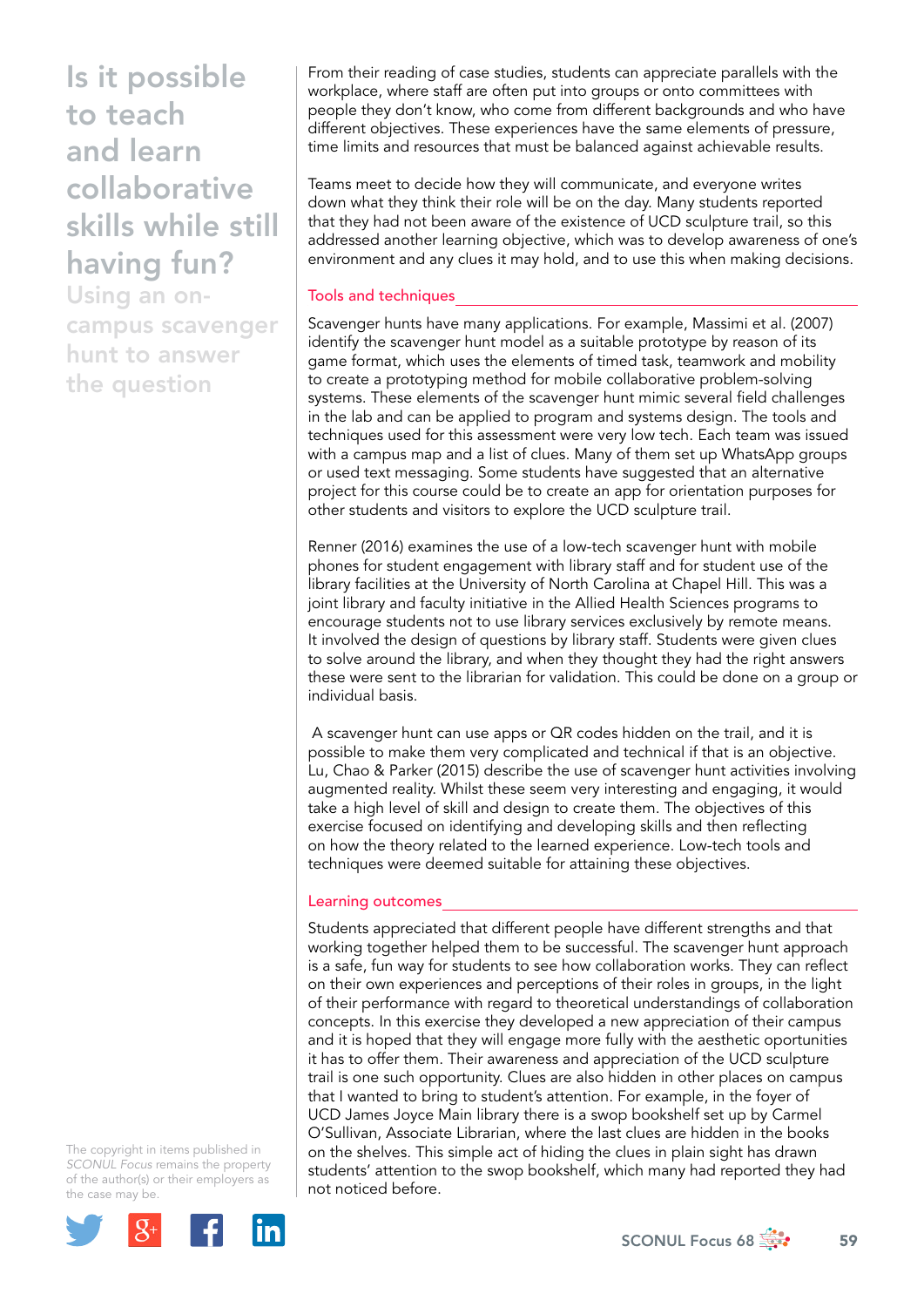# Is it possible to teach and learn collaborative skills while still having fun?

## Using an on-campus scavenger hunt to answer the question

The copyright in items published in *SCONUL Focus* remains the property of the author(s) or their employers as the case may be.

From their reading of case studies, students can appreciate parallels with the workplace, where staff are often put into groups or onto committees with people they don't know, who come from different backgrounds and who have different objectives. These experiences have the same elements of pressure, time limits and resources that must be balanced against achievable results.

Teams meet to decide how they will communicate, and everyone writes down what they think their role will be on the day. Many students reported that they had not been aware of the existence of UCD sculpture trail, so this addressed another learning objective, which was to develop awareness of one's environment and any clues it may hold, and to use this when making decisions.

### Tools and techniques

Scavenger hunts have many applications. For example, Massimi et al. (2007) identify the scavenger hunt model as a suitable prototype by reason of its game format, which uses the elements of timed task, teamwork and mobility to create a prototyping method for mobile collaborative problem-solving systems. These elements of the scavenger hunt mimic several field challenges in the lab and can be applied to program and systems design. The tools and techniques used for this assessment were very low tech. Each team was issued with a campus map and a list of clues. Many of them set up WhatsApp groups or used text messaging. Some students have suggested that an alternative project for this course could be to create an app for orientation purposes for other students and visitors to explore the UCD sculpture trail.

Renner (2016) examines the use of a low-tech scavenger hunt with mobile phones for student engagement with library staff and for student use of the library facilities at the University of North Carolina at Chapel Hill. This was a joint library and faculty initiative in the Allied Health Sciences programs to encourage students not to use library services exclusively by remote means. It involved the design of questions by library staff. Students were given clues to solve around the library, and when they thought they had the right answers these were sent to the librarian for validation. This could be done on a group or individual basis.

A scavenger hunt can use apps or QR codes hidden on the trail, and it is possible to make them very complicated and technical if that is an objective. Lu, Chao & Parker (2015) describe the use of scavenger hunt activities involving augmented reality. Whilst these seem very interesting and engaging, it would take a high level of skill and design to create them. The objectives of this exercise focused on identifying and developing skills and then reflecting on how the theory related to the learned experience. Low-tech tools and techniques were deemed suitable for attaining these objectives.

### Learning outcomes

Students appreciated that different people have different strengths and that working together helped them to be successful. The scavenger hunt approach is a safe, fun way for students to see how collaboration works. They can reflect on their own experiences and perceptions of their roles in groups, in the light of their performance with regard to theoretical understandings of collaboration concepts. In this exercise they developed a new appreciation of their campus and it is hoped that they will engage more fully with the aesthetic oportunities it has to offer them. Their awareness and appreciation of the UCD sculpture trail is one such opportunity. Clues are also hidden in other places on campus that I wanted to bring to student's attention. For example, in the foyer of UCD James Joyce Main library there is a swop bookshelf set up by Carmel O'Sullivan, Associate Librarian, where the last clues are hidden in the books on the shelves. This simple act of hiding the clues in plain sight has drawn students' attention to the swop bookshelf, which many had reported they had not noticed before.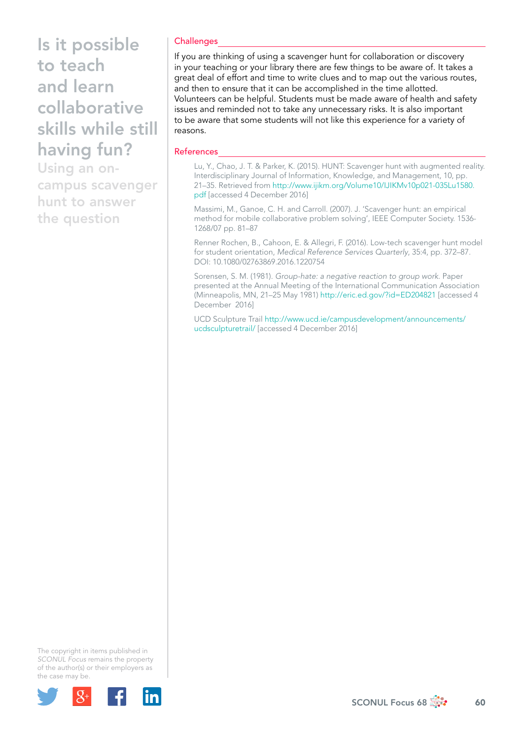# Is it possible to teach and learn collaborative skills while still having fun?

## Using an on-campus scavenger hunt to answer the question

### Challenges

If you are thinking of using a scavenger hunt for collaboration or discovery in your teaching or your library there are few things to be aware of. It takes a great deal of effort and time to write clues and to map out the various routes, and then to ensure that it can be accomplished in the time allotted. Volunteers can be helpful. Students must be made aware of health and safety issues and reminded not to take any unnecessary risks. It is also important to be aware that some students will not like this experience for a variety of reasons.

### References

Lu, Y., Chao, J. T. & Parker, K. (2015). HUNT: Scavenger hunt with augmented reality. Interdisciplinary Journal of Information, Knowledge, and Management, 10, pp. 21–35. Retrieved from http://www.ijikm.org/Volume10/IJIKMv10p021-035Lu1580.pdf [accessed 4 December 2016]

Massimi, M., Ganoe, C. H. and Carroll. (2007). J. 'Scavenger hunt: an empirical method for mobile collaborative problem solving', IEEE Computer Society. 1536-1268/07 pp. 81–87

Renner Rochen, B., Cahoon, E. & Allegri, F. (2016). Low-tech scavenger hunt model for student orientation, *Medical Reference Services Quarterly*, 35:4, pp. 372–87. DOI: 10.1080/02763869.2016.1220754

Sorensen, S. M. (1981). *Group-hate: a negative reaction to group work.* Paper presented at the Annual Meeting of the International Communication Association (Minneapolis, MN, 21–25 May 1981) http://eric.ed.gov/?id=ED204821 [accessed 4 December 2016]

UCD Sculpture Trail http://www.ucd.ie/campusdevelopment/announcements/ucdsculpturetrail/ [accessed 4 December 2016]

The copyright in items published in *SCONUL Focus* remains the property of the author(s) or their employers as the case may be.